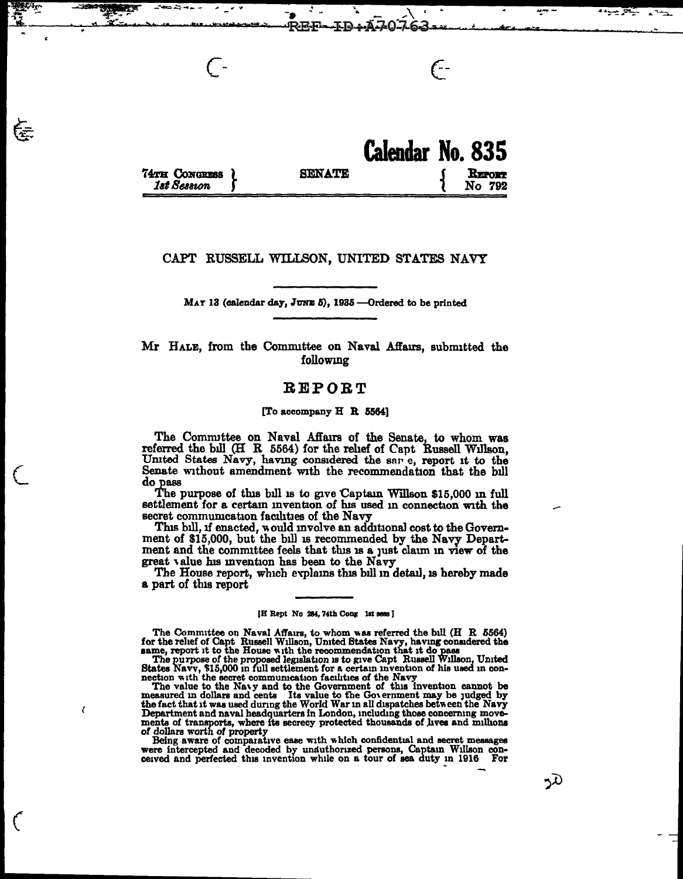REF ID:A70763

# Calendar No. 835

74TH CONGRESS } SENATE { REPORT
*1st Session* } { No 792

## CAPT RUSSELL WILLSON, UNITED STATES NAVY

MAY 13 (calendar day, JUNE 5), 1935 —Ordered to be printed

Mr HALE, from the Committee on Naval Affairs, submitted the following

## REPORT

[To accompany H R 5564]

The Committee on Naval Affairs of the Senate, to whom was referred the bill (H R 5564) for the relief of Capt Russell Willson, United States Navy, having considered the same, report it to the Senate without amendment with the recommendation that the bill do pass

The purpose of this bill is to give Captain Willson $15,000 in full settlement for a certain invention of his used in connection with the secret communication facilities of the Navy

This bill, if enacted, would involve an additional cost to the Government of $15,000, but the bill is recommended by the Navy Department and the committee feels that this is a just claim in view of the great value his invention has been to the Navy

The House report, which explains this bill in detail, is hereby made a part of this report

[H Rept No 284, 74th Cong 1st sess ]

The Committee on Naval Affairs, to whom was referred the bill (H R 5564) for the relief of Capt Russell Willson, United States Navy, having considered the same, report it to the House with the recommendation that it do pass

The purpose of the proposed legislation is to give Capt Russell Willson, United States Navy, $15,000 in full settlement for a certain invention of his used in connection with the secret communication facilities of the Navy

The value to the Navy and to the Government of this invention cannot be measured in dollars and cents Its value to the Government may be judged by the fact that it was used during the World War in all dispatches between the Navy Department and naval headquarters in London, including those concerning movements of transports, where its secrecy protected thousands of lives and millions of dollars worth of property

Being aware of comparative ease with which confidential and secret messages were intercepted and decoded by unauthorized persons, Captain Willson conceived and perfected this invention while on a tour of sea duty in 1916 For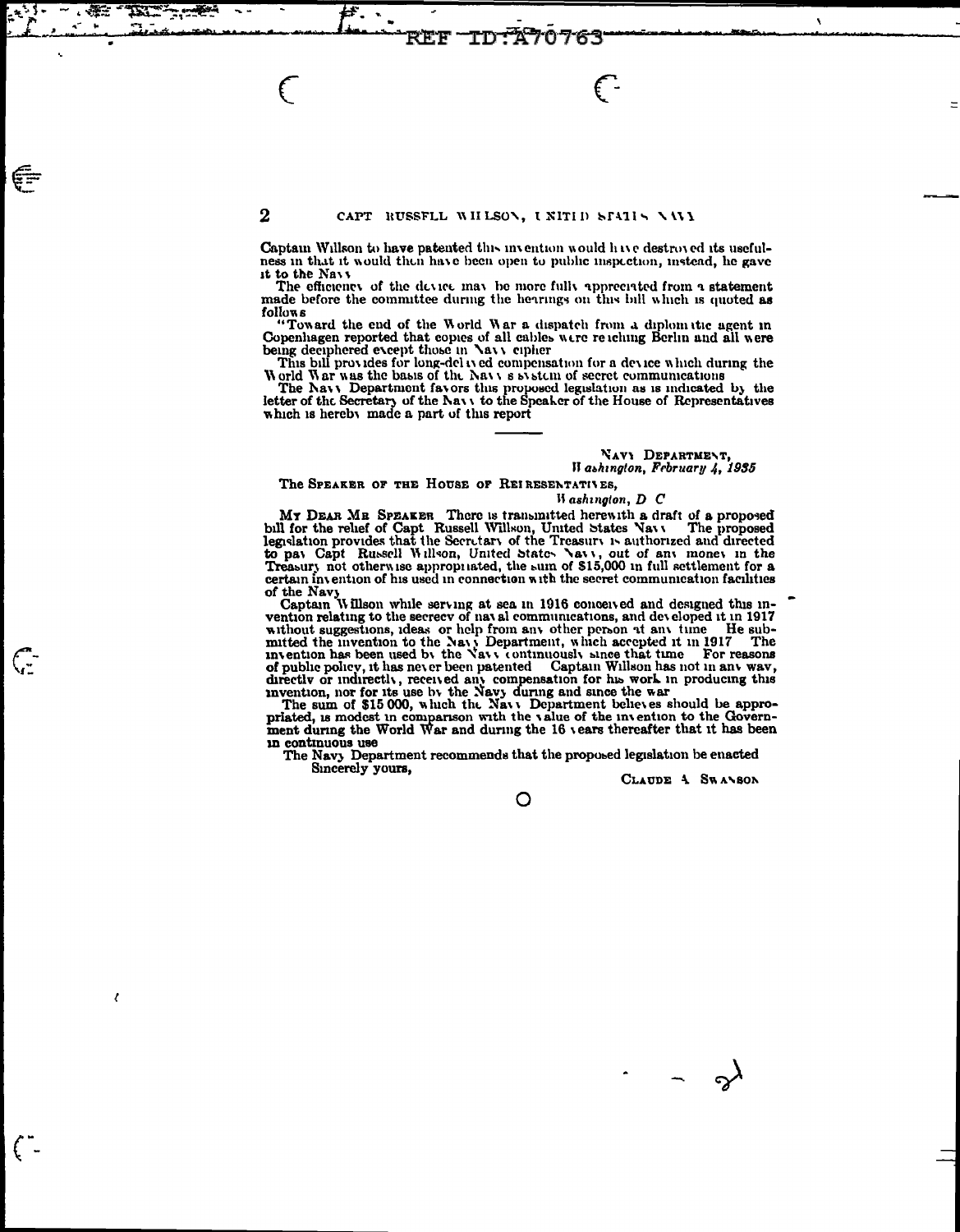Captain Willson to have patented this invention would have destroyed its usefulness in that it would then have been open to public inspection, instead, he gave it to the Navy

The efficiency of the device may be more fully appreciated from a statement made before the committee during the hearings on this bill which is quoted as follows

"Toward the end of the World War a dispatch from a diplomatic agent in Copenhagen reported that copies of all cables were reaching Berlin and all were being deciphered except those in Navy cipher

This bill provides for long-delayed compensation for a device which during the World War was the basis of the Navy's system of secret communications

The Navy Department favors this proposed legislation as is indicated by the letter of the Secretary of the Navy to the Speaker of the House of Representatives which is hereby made a part of this report

---

NAVY DEPARTMENT,
*Washington, February 4, 1935*

The SPEAKER OF THE HOUSE OF REPRESENTATIVES,
*Washington, D C*

MY DEAR MR SPEAKER There is transmitted herewith a draft of a proposed bill for the relief of Capt Russell Willson, United States Navy The proposed legislation provides that the Secretary of the Treasury is authorized and directed to pay Capt Russell Willson, United States Navy, out of any money in the Treasury not otherwise appropriated, the sum of $15,000 in full settlement for a certain invention of his used in connection with the secret communication facilities of the Navy

Captain Willson while serving at sea in 1916 conceived and designed this invention relating to the secrecy of naval communications, and developed it in 1917 without suggestions, ideas or help from any other person at any time He submitted the invention to the Navy Department, which accepted it in 1917 The invention has been used by the Navy continuously since that time For reasons of public policy, it has never been patented Captain Willson has not in any way, directly or indirectly, received any compensation for his work in producing this invention, nor for its use by the Navy during and since the war

The sum of $15 000, which the Navy Department believes should be appropriated, is modest in comparison with the value of the invention to the Government during the World War and during the 16 years thereafter that it has been in continuous use

The Navy Department recommends that the proposed legislation be enacted

Sincerely yours,

CLAUDE A SWANSON

O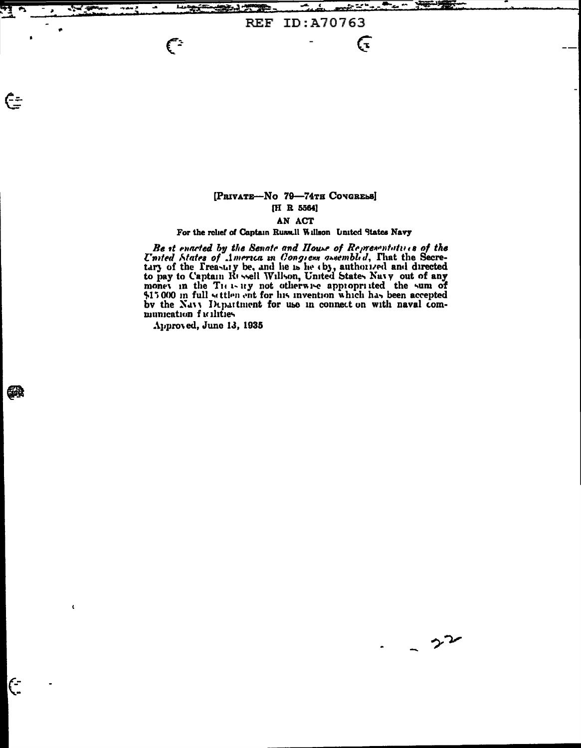[PRIVATE—No 79—74TH CONGRESS]
[H R 5564]

## AN ACT

For the relief of Captain Russell Willson United States Navy

*Be it enacted by the Senate and House of Representatives of the United States of America in Congress assembled*, That the Secretary of the Treasury be, and he is hereby, authorized and directed to pay to Captain Russell Willson, United States Navy out of any money in the Treasury not otherwise appropriated the sum of $15 000 in full settlement for his invention which has been accepted by the Navy Department for use in connection with naval communication facilities

Approved, June 13, 1935